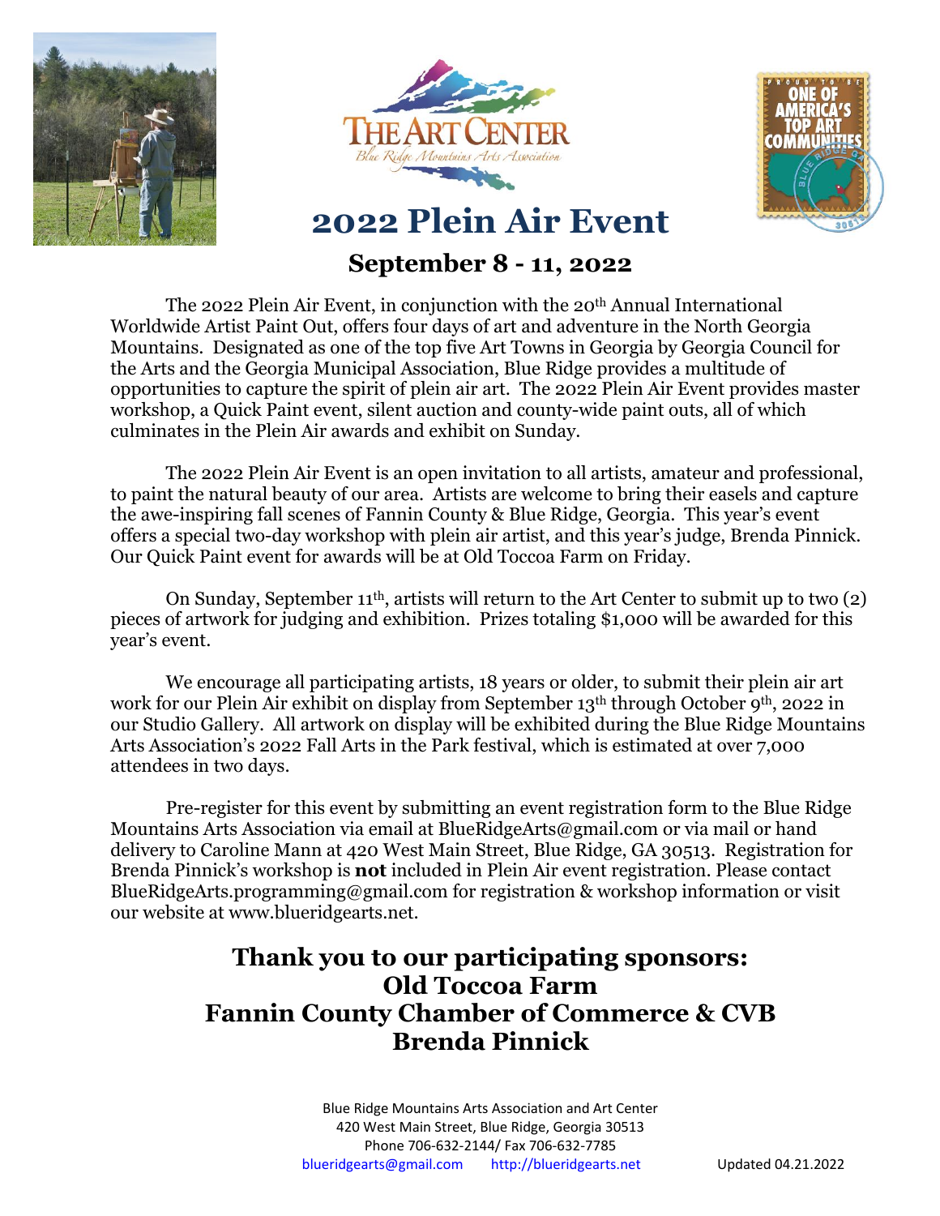# 2022 Plein Air Event

## September 8 - 11, 2022

The 2022 Plein Air Event, in conjunction with the 20th Annual International Worldwide Artist Paint Out, offers four days of art and adventure in the North Georgia Mountains. Designated as one of the top five Art Towns in Georgia by Georgia Council for the Arts and the Georgia Municipal Association, Blue Ridge provides a multitude of opportunities to capture the spirit of plein air art. The 2022 Plein Air Event provides master workshop, a Quick Paint event, silent auction and county-wide paint outs, all of which culminates in the Plein Air awards and exhibit on Sunday.

The 2022 Plein Air Event is an open invitation to all artists, amateur and professional, to paint the natural beauty of our area. Artists are welcome to bring their easels and capture the awe-inspiring fall scenes of Fannin County & Blue Ridge, Georgia. This year's event offers a special two-day workshop with plein air artist, and this year's judge, Brenda Pinnick. Our Quick Paint event for awards will be at Old Toccoa Farm on Friday.

On Sunday, September 11th, artists will return to the Art Center to submit up to two (2) pieces of artwork for judging and exhibition. Prizes totaling $1,000 will be awarded for this year's event.

We encourage all participating artists, 18 years or older, to submit their plein air art work for our Plein Air exhibit on display from September 13th through October 9th, 2022 in our Studio Gallery. All artwork on display will be exhibited during the Blue Ridge Mountains Arts Association's 2022 Fall Arts in the Park festival, which is estimated at over 7,000 attendees in two days.

Pre-register for this event by submitting an event registration form to the Blue Ridge Mountains Arts Association via email at BlueRidgeArts@gmail.com or via mail or hand delivery to Caroline Mann at 420 West Main Street, Blue Ridge, GA 30513. Registration for Brenda Pinnick's workshop is **not** included in Plein Air event registration. Please contact BlueRidgeArts.programming@gmail.com for registration & workshop information or visit our website at www.blueridgearts.net.

## Thank you to our participating sponsors:
## Old Toccoa Farm
## Fannin County Chamber of Commerce & CVB
## Brenda Pinnick

Blue Ridge Mountains Arts Association and Art Center
420 West Main Street, Blue Ridge, Georgia 30513
Phone 706-632-2144/ Fax 706-632-7785
blueridgearts@gmail.com http://blueridgearts.net

Updated 04.21.2022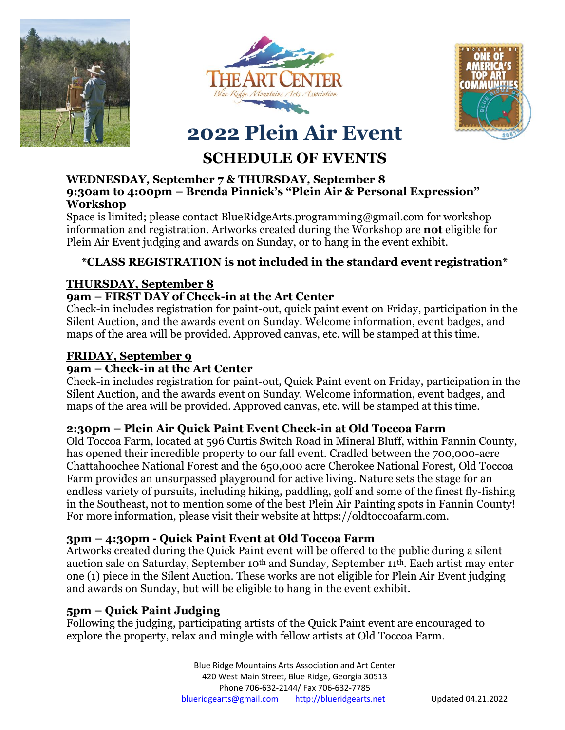# 2022 Plein Air Event

## SCHEDULE OF EVENTS

**WEDNESDAY, September 7 & THURSDAY, September 8**

**9:30am to 4:00pm – Brenda Pinnick's "Plein Air & Personal Expression" Workshop**

Space is limited; please contact BlueRidgeArts.programming@gmail.com for workshop information and registration. Artworks created during the Workshop are **not** eligible for Plein Air Event judging and awards on Sunday, or to hang in the event exhibit.

**\*CLASS REGISTRATION is not included in the standard event registration\***

**THURSDAY, September 8**

**9am – FIRST DAY of Check-in at the Art Center**

Check-in includes registration for paint-out, quick paint event on Friday, participation in the Silent Auction, and the awards event on Sunday. Welcome information, event badges, and maps of the area will be provided. Approved canvas, etc. will be stamped at this time.

**FRIDAY, September 9**

**9am – Check-in at the Art Center**

Check-in includes registration for paint-out, Quick Paint event on Friday, participation in the Silent Auction, and the awards event on Sunday. Welcome information, event badges, and maps of the area will be provided. Approved canvas, etc. will be stamped at this time.

**2:30pm – Plein Air Quick Paint Event Check-in at Old Toccoa Farm**

Old Toccoa Farm, located at 596 Curtis Switch Road in Mineral Bluff, within Fannin County, has opened their incredible property to our fall event. Cradled between the 700,000-acre Chattahoochee National Forest and the 650,000 acre Cherokee National Forest, Old Toccoa Farm provides an unsurpassed playground for active living. Nature sets the stage for an endless variety of pursuits, including hiking, paddling, golf and some of the finest fly-fishing in the Southeast, not to mention some of the best Plein Air Painting spots in Fannin County! For more information, please visit their website at https://oldtoccoafarm.com.

**3pm – 4:30pm - Quick Paint Event at Old Toccoa Farm**

Artworks created during the Quick Paint event will be offered to the public during a silent auction sale on Saturday, September 10th and Sunday, September 11th. Each artist may enter one (1) piece in the Silent Auction. These works are not eligible for Plein Air Event judging and awards on Sunday, but will be eligible to hang in the event exhibit.

**5pm – Quick Paint Judging**

Following the judging, participating artists of the Quick Paint event are encouraged to explore the property, relax and mingle with fellow artists at Old Toccoa Farm.

Blue Ridge Mountains Arts Association and Art Center
420 West Main Street, Blue Ridge, Georgia 30513
Phone 706-632-2144/ Fax 706-632-7785
blueridgearts@gmail.com http://blueridgearts.net Updated 04.21.2022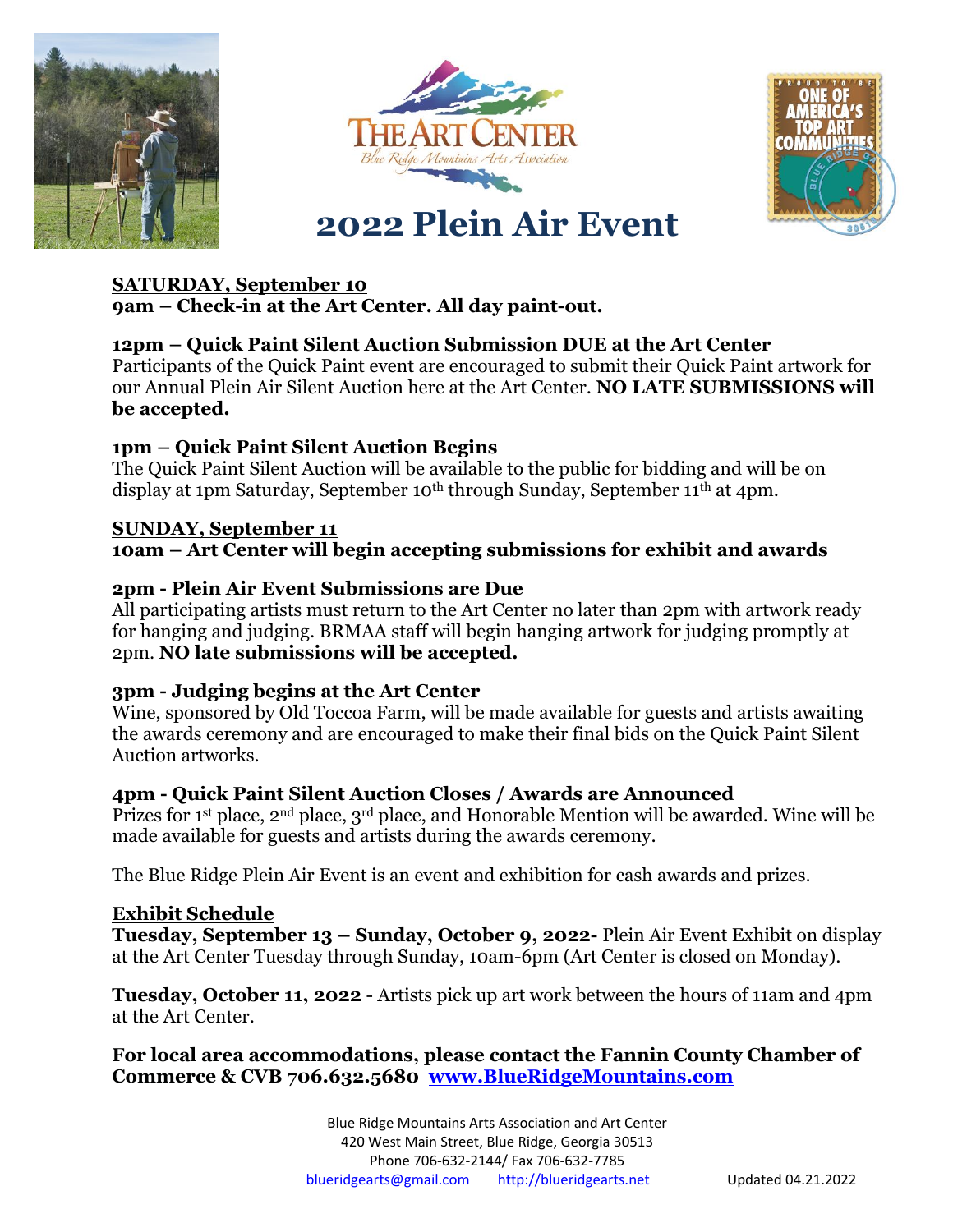# 2022 Plein Air Event

**SATURDAY, September 10**
**9am – Check-in at the Art Center. All day paint-out.**

**12pm – Quick Paint Silent Auction Submission DUE at the Art Center**
Participants of the Quick Paint event are encouraged to submit their Quick Paint artwork for our Annual Plein Air Silent Auction here at the Art Center. **NO LATE SUBMISSIONS will be accepted.**

**1pm – Quick Paint Silent Auction Begins**
The Quick Paint Silent Auction will be available to the public for bidding and will be on display at 1pm Saturday, September 10th through Sunday, September 11th at 4pm.

**SUNDAY, September 11**
**10am – Art Center will begin accepting submissions for exhibit and awards**

**2pm - Plein Air Event Submissions are Due**
All participating artists must return to the Art Center no later than 2pm with artwork ready for hanging and judging. BRMAA staff will begin hanging artwork for judging promptly at 2pm. **NO late submissions will be accepted.**

**3pm - Judging begins at the Art Center**
Wine, sponsored by Old Toccoa Farm, will be made available for guests and artists awaiting the awards ceremony and are encouraged to make their final bids on the Quick Paint Silent Auction artworks.

**4pm - Quick Paint Silent Auction Closes / Awards are Announced**
Prizes for 1st place, 2nd place, 3rd place, and Honorable Mention will be awarded. Wine will be made available for guests and artists during the awards ceremony.

The Blue Ridge Plein Air Event is an event and exhibition for cash awards and prizes.

**Exhibit Schedule**
**Tuesday, September 13 – Sunday, October 9, 2022-** Plein Air Event Exhibit on display at the Art Center Tuesday through Sunday, 10am-6pm (Art Center is closed on Monday).

**Tuesday, October 11, 2022** - Artists pick up art work between the hours of 11am and 4pm at the Art Center.

**For local area accommodations, please contact the Fannin County Chamber of Commerce & CVB 706.632.5680 [www.BlueRidgeMountains.com](http://www.BlueRidgeMountains.com)**

Blue Ridge Mountains Arts Association and Art Center
420 West Main Street, Blue Ridge, Georgia 30513
Phone 706-632-2144/ Fax 706-632-7785
blueridgearts@gmail.com http://blueridgearts.net

Updated 04.21.2022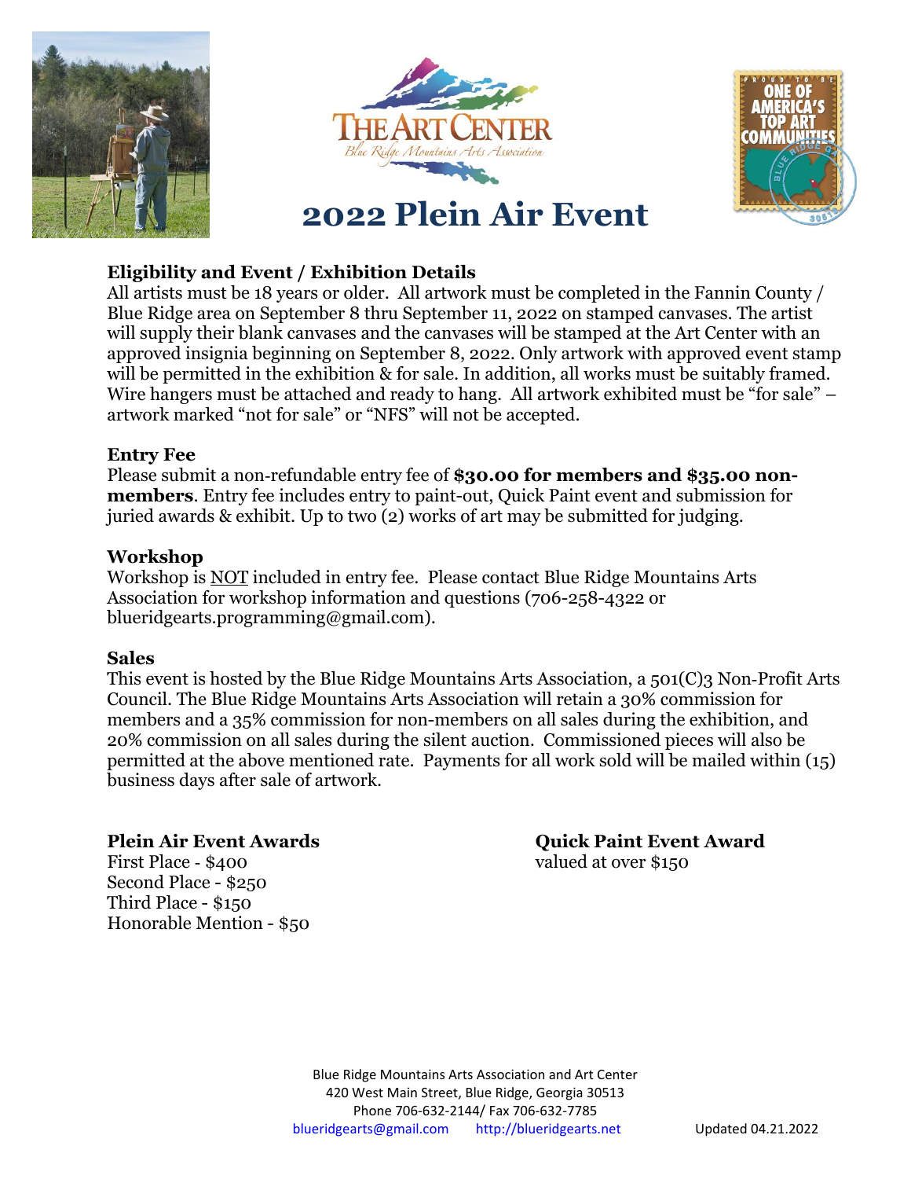# 2022 Plein Air Event

## Eligibility and Event / Exhibition Details

All artists must be 18 years or older. All artwork must be completed in the Fannin County / Blue Ridge area on September 8 thru September 11, 2022 on stamped canvases. The artist will supply their blank canvases and the canvases will be stamped at the Art Center with an approved insignia beginning on September 8, 2022. Only artwork with approved event stamp will be permitted in the exhibition & for sale. In addition, all works must be suitably framed. Wire hangers must be attached and ready to hang. All artwork exhibited must be "for sale" – artwork marked "not for sale" or "NFS" will not be accepted.

## Entry Fee

Please submit a non-refundable entry fee of **$30.00 for members and $35.00 non-members**. Entry fee includes entry to paint-out, Quick Paint event and submission for juried awards & exhibit. Up to two (2) works of art may be submitted for judging.

## Workshop

Workshop is NOT included in entry fee. Please contact Blue Ridge Mountains Arts Association for workshop information and questions (706-258-4322 or blueridgearts.programming@gmail.com).

## Sales

This event is hosted by the Blue Ridge Mountains Arts Association, a 501(C)3 Non-Profit Arts Council. The Blue Ridge Mountains Arts Association will retain a 30% commission for members and a 35% commission for non-members on all sales during the exhibition, and 20% commission on all sales during the silent auction. Commissioned pieces will also be permitted at the above mentioned rate. Payments for all work sold will be mailed within (15) business days after sale of artwork.

## Plein Air Event Awards

First Place - $400
Second Place - $250
Third Place - $150
Honorable Mention - $50

## Quick Paint Event Award

valued at over $150

Blue Ridge Mountains Arts Association and Art Center
420 West Main Street, Blue Ridge, Georgia 30513
Phone 706-632-2144/ Fax 706-632-7785
blueridgearts@gmail.com http://blueridgearts.net

Updated 04.21.2022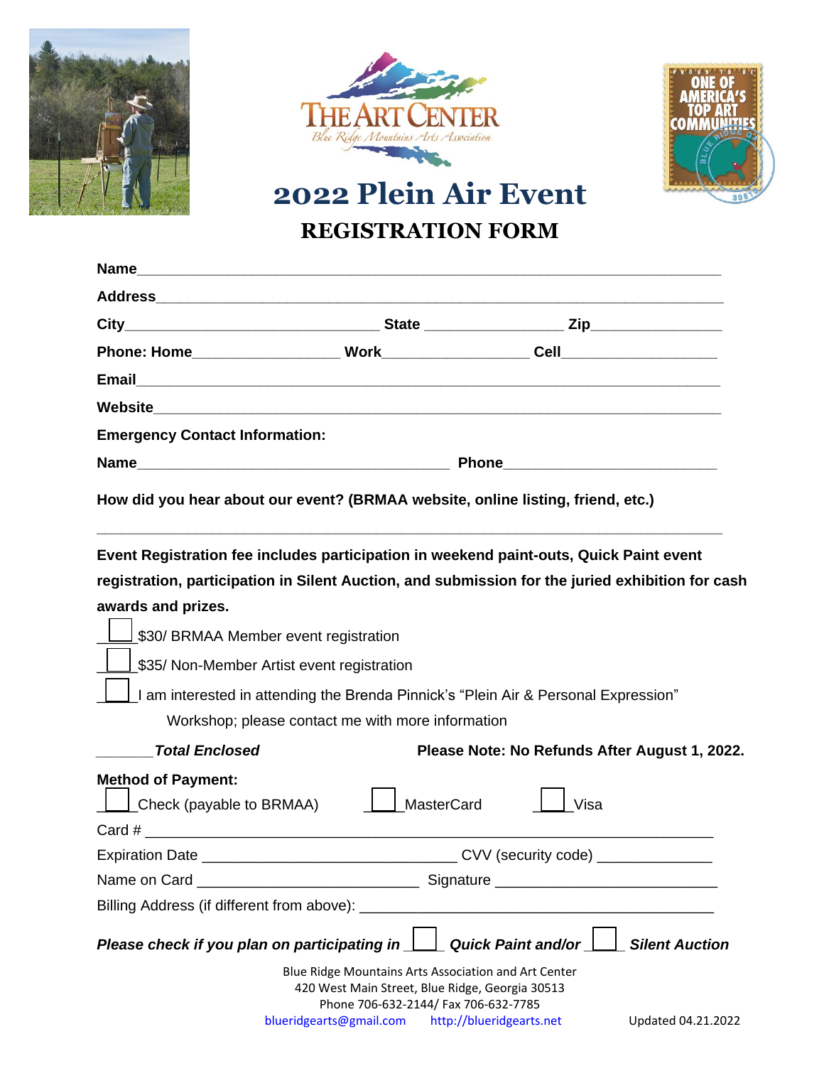THE ART CENTER

Blue Ridge Mountains Arts Association

PROUD TO BE ONE OF AMERICA'S TOP ART COMMUNITIES

BLUE RIDGE GA 30513

# 2022 Plein Air Event

## REGISTRATION FORM

**Name**______________________________________________________________

**Address**____________________________________________________________

**City**______________________________ **State** ________________ **Zip**________________

**Phone: Home**__________________ **Work**_________________ **Cell**___________________

**Email**______________________________________________________________

**Website**____________________________________________________________

**Emergency Contact Information:**

**Name**_______________________________________ **Phone**__________________________

**How did you hear about our event? (BRMAA website, online listing, friend, etc.)**

_______________________________________________________________________

**Event Registration fee includes participation in weekend paint-outs, Quick Paint event registration, participation in Silent Auction, and submission for the juried exhibition for cash awards and prizes.**

☐ $30/ BRMAA Member event registration

☐ $35/ Non-Member Artist event registration

☐ I am interested in attending the Brenda Pinnick's "Plein Air & Personal Expression" Workshop; please contact me with more information

_______***Total Enclosed*** **Please Note: No Refunds After August 1, 2022.**

**Method of Payment:**

☐ Check (payable to BRMAA) ☐ MasterCard ☐ Visa

Card # _________________________________________________________________

Expiration Date ________________________________ CVV (security code) ______________

Name on Card ___________________________ Signature ___________________________

Billing Address (if different from above): __________________________________________

***Please check if you plan on participating in*** ☐ ***Quick Paint and/or*** ☐ ***Silent Auction***

Blue Ridge Mountains Arts Association and Art Center
420 West Main Street, Blue Ridge, Georgia 30513
Phone 706-632-2144/ Fax 706-632-7785
blueridgearts@gmail.com http://blueridgearts.net

Updated 04.21.2022